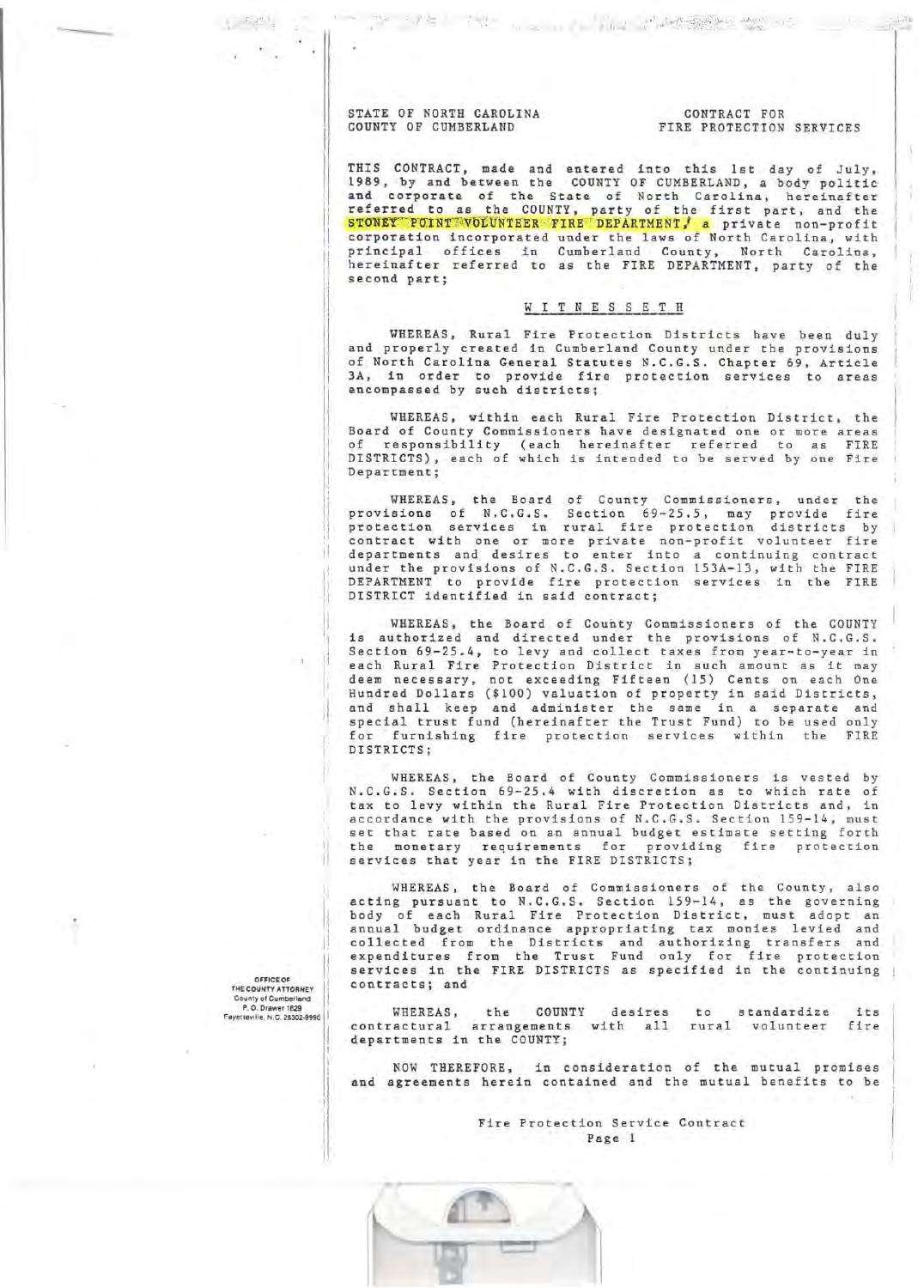STATE OF NORTH CAROLINA
COUNTY OF CUMBERLAND

CONTRACT FOR
FIRE PROTECTION SERVICES

THIS CONTRACT, made and entered into this 1st day of July, 1989, by and between the COUNTY OF CUMBERLAND, a body politic and corporate of the State of North Carolina, hereinafter referred to as the COUNTY, party of the first part, and the STONEY POINT VOLUNTEER FIRE DEPARTMENT, a private non-profit corporation incorporated under the laws of North Carolina, with principal offices in Cumberland County, North Carolina, hereinafter referred to as the FIRE DEPARTMENT, party of the second part;

W I T N E S S E T H

WHEREAS, Rural Fire Protection Districts have been duly and properly created in Cumberland County under the provisions of North Carolina General Statutes N.C.G.S. Chapter 69, Article 3A, in order to provide fire protection services to areas encompassed by such districts;

WHEREAS, within each Rural Fire Protection District, the Board of County Commissioners have designated one or more areas of responsibility (each hereinafter referred to as FIRE DISTRICTS), each of which is intended to be served by one Fire Department;

WHEREAS, the Board of County Commissioners, under the provisions of N.C.G.S. Section 69-25.5, may provide fire protection services in rural fire protection districts by contract with one or more private non-profit volunteer fire departments and desires to enter into a continuing contract under the provisions of N.C.G.S. Section 153A-13, with the FIRE DEPARTMENT to provide fire protection services in the FIRE DISTRICT identified in said contract;

WHEREAS, the Board of County Commissioners of the COUNTY is authorized and directed under the provisions of N.C.G.S. Section 69-25.4, to levy and collect taxes from year-to-year in each Rural Fire Protection District in such amount as it may deem necessary, not exceeding Fifteen (15) Cents on each One Hundred Dollars ($100) valuation of property in said Districts, and shall keep and administer the same in a separate and special trust fund (hereinafter the Trust Fund) to be used only for furnishing fire protection services within the FIRE DISTRICTS;

WHEREAS, the Board of County Commissioners is vested by N.C.G.S. Section 69-25.4 with discretion as to which rate of tax to levy within the Rural Fire Protection Districts and, in accordance with the provisions of N.C.G.S. Section 159-14, must set that rate based on an annual budget estimate setting forth the monetary requirements for providing fire protection services that year in the FIRE DISTRICTS;

WHEREAS, the Board of Commissioners of the County, also acting pursuant to N.C.G.S. Section 159-14, as the governing body of each Rural Fire Protection District, must adopt an annual budget ordinance appropriating tax monies levied and collected from the Districts and authorizing transfers and expenditures from the Trust Fund only for fire protection services in the FIRE DISTRICTS as specified in the continuing contracts; and

WHEREAS, the COUNTY desires to standardize its contractual arrangements with all rural volunteer fire departments in the COUNTY;

NOW THEREFORE, in consideration of the mutual promises and agreements herein contained and the mutual benefits to be

OFFICE OF
THE COUNTY ATTORNEY
County of Cumberland
P. O. Drawer 1829
Fayetteville, N.C. 28302-9990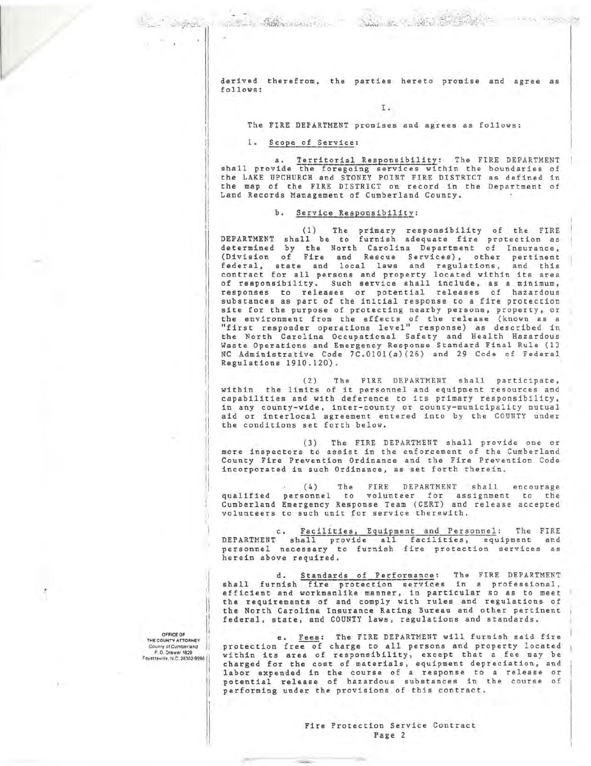derived therefrom, the parties hereto promise and agree as follows:

I.

The FIRE DEPARTMENT promises and agrees as follows:

1. Scope of Service:

a. Territorial Responsibility: The FIRE DEPARTMENT shall provide the foregoing services within the boundaries of the LAKE UPCHURCH and STONEY POINT FIRE DISTRICT as defined in the map of the FIRE DISTRICT on record in the Department of Land Records Management of Cumberland County.

b. Service Responsibility:

(1) The primary responsibility of the FIRE DEPARTMENT shall be to furnish adequate fire protection as determined by the North Carolina Department of Insurance, (Division of Fire and Rescue Services), other pertinent federal, state and local laws and regulations, and this contract for all persons and property located within its area of responsibility. Such service shall include, as a minimum, responses to releases or potential releases of hazardous substances as part of the initial response to a fire protection site for the purpose of protecting nearby persons, property, or the environment from the effects of the release (known as a "first responder operations level" response) as described in the North Carolina Occupational Safety and Health Hazardous Waste Operations and Emergency Response Standard Final Rule (13 NC Administrative Code 7C.0101(a)(26) and 29 Code of Federal Regulations 1910.120).

(2) The FIRE DEPARTMENT shall participate, within the limits of it personnel and equipment resources and capabilities and with deference to its primary responsibility, in any county-wide, inter-county or county-municipality mutual aid or interlocal agreement entered into by the COUNTY under the conditions set forth below.

(3) The FIRE DEPARTMENT shall provide one or more inspectors to assist in the enforcement of the Cumberland County Fire Prevention Ordinance and the Fire Prevention Code incorporated in such Ordinance, as set forth therein.

(4) The FIRE DEPARTMENT shall encourage qualified personnel to volunteer for assignment to the Cumberland Emergency Response Team (CERT) and release accepted volunteers to such unit for service therewith.

c. Facilities, Equipment and Personnel: The FIRE DEPARTMENT shall provide all facilities, equipment and personnel necessary to furnish fire protection services as herein above required.

d. Standards of Performance: The FIRE DEPARTMENT shall furnish fire protection services in a professional, efficient and workmanlike manner, in particular so as to meet the requirements of and comply with rules and regulations of the North Carolina Insurance Rating Bureau and other pertinent federal, state, and COUNTY laws, regulations and standards.

e. Fees: The FIRE DEPARTMENT will furnish said fire protection free of charge to all persons and property located within its area of responsibility, except that a fee may be charged for the cost of materials, equipment depreciation, and labor expended in the course of a response to a release or potential release of hazardous substances in the course of performing under the provisions of this contract.

OFFICE OF THE COUNTY ATTORNEY
County of Cumberland
P. O. Drawer 1829
Fayetteville, N.C. 28302-9990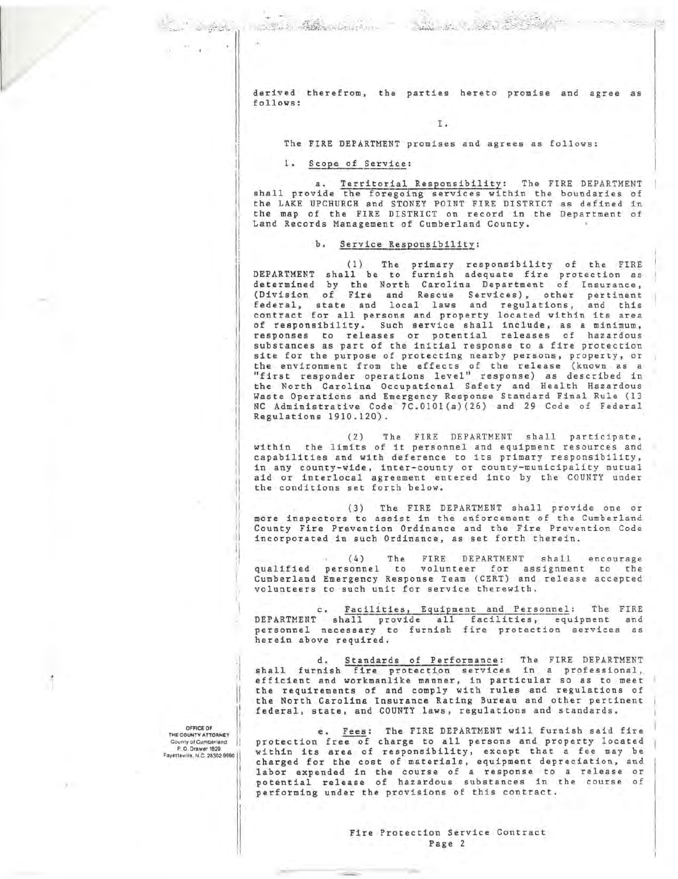derived therefrom, the parties hereto promise and agree as follows:

I.

The FIRE DEPARTMENT promises and agrees as follows:

1. Scope of Service:

a. Territorial Responsibility: The FIRE DEPARTMENT shall provide the foregoing services within the boundaries of the LAKE UPCHURCH and STONEY POINT FIRE DISTRICT as defined in the map of the FIRE DISTRICT on record in the Department of Land Records Management of Cumberland County.

b. Service Responsibility:

(1) The primary responsibility of the FIRE DEPARTMENT shall be to furnish adequate fire protection as determined by the North Carolina Department of Insurance, (Division of Fire and Rescue Services), other pertinent federal, state and local laws and regulations, and this contract for all persons and property located within its area of responsibility. Such service shall include, as a minimum, responses to releases or potential releases of hazardous substances as part of the initial response to a fire protection site for the purpose of protecting nearby persons, property, or the environment from the effects of the release (known as a "first responder operations level" response) as described in the North Carolina Occupational Safety and Health Hazardous Waste Operations and Emergency Response Standard Final Rule (13 NC Administrative Code 7C.0101(a)(26) and 29 Code of Federal Regulations 1910.120).

(2) The FIRE DEPARTMENT shall participate, within the limits of it personnel and equipment resources and capabilities and with deference to its primary responsibility, in any county-wide, inter-county or county-municipality mutual aid or interlocal agreement entered into by the COUNTY under the conditions set forth below.

(3) The FIRE DEPARTMENT shall provide one or more inspectors to assist in the enforcement of the Cumberland County Fire Prevention Ordinance and the Fire Prevention Code incorporated in such Ordinance, as set forth therein.

(4) The FIRE DEPARTMENT shall encourage qualified personnel to volunteer for assignment to the Cumberland Emergency Response Team (CERT) and release accepted volunteers to such unit for service therewith.

c. Facilities, Equipment and Personnel: The FIRE DEPARTMENT shall provide all facilities, equipment and personnel necessary to furnish fire protection services as herein above required.

d. Standards of Performance: The FIRE DEPARTMENT shall furnish fire protection services in a professional, efficient and workmanlike manner, in particular so as to meet the requirements of and comply with rules and regulations of the North Carolina Insurance Rating Bureau and other pertinent federal, state, and COUNTY laws, regulations and standards.

e. Fees: The FIRE DEPARTMENT will furnish said fire protection free of charge to all persons and property located within its area of responsibility, except that a fee may be charged for the cost of materials, equipment depreciation, and labor expended in the course of a response to a release or potential release of hazardous substances in the course of performing under the provisions of this contract.

OFFICE OF THE COUNTY ATTORNEY
County of Cumberland
P. O. Drawer 1829
Fayetteville, N.C. 28302-9990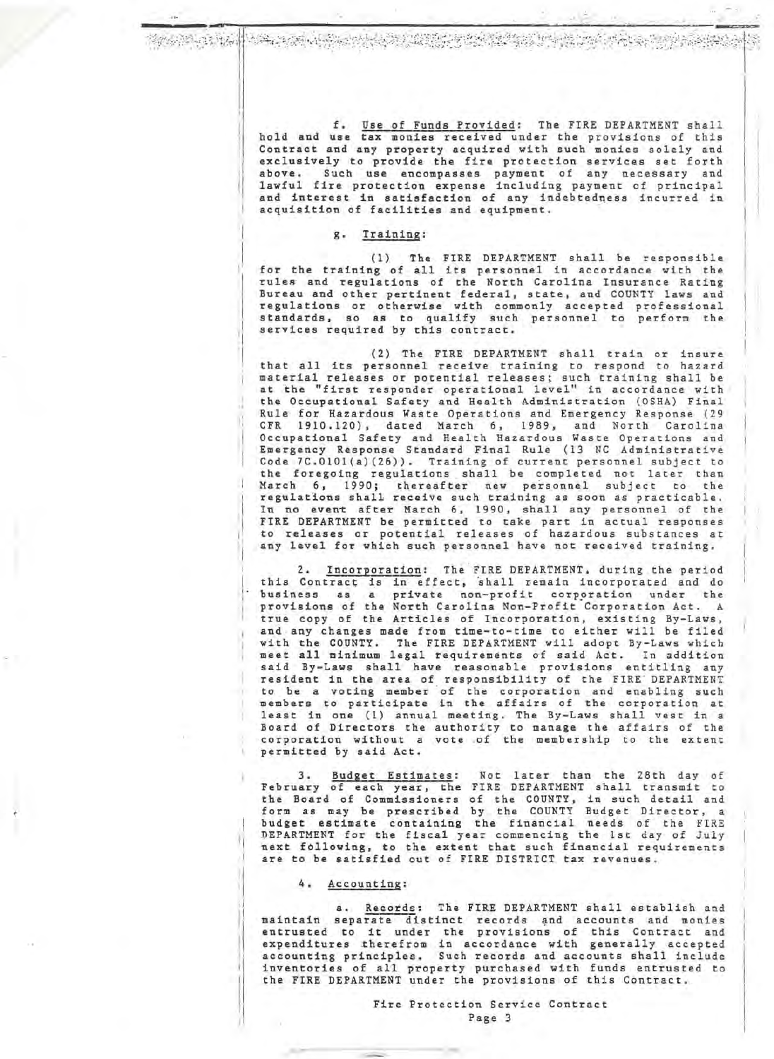f. Use of Funds Provided: The FIRE DEPARTMENT shall hold and use tax monies received under the provisions of this Contract and any property acquired with such monies solely and exclusively to provide the fire protection services set forth above. Such use encompasses payment of any necessary and lawful fire protection expense including payment of principal and interest in satisfaction of any indebtedness incurred in acquisition of facilities and equipment.

g. Training:

(1) The FIRE DEPARTMENT shall be responsible for the training of all its personnel in accordance with the rules and regulations of the North Carolina Insurance Rating Bureau and other pertinent federal, state, and COUNTY laws and regulations or otherwise with commonly accepted professional standards, so as to qualify such personnel to perform the services required by this contract.

(2) The FIRE DEPARTMENT shall train or insure that all its personnel receive training to respond to hazard material releases or potential releases; such training shall be at the "first responder operational level" in accordance with the Occupational Safety and Health Administration (OSHA) Final Rule for Hazardous Waste Operations and Emergency Response (29 CFR 1910.120), dated March 6, 1989, and North Carolina Occupational Safety and Health Hazardous Waste Operations and Emergency Response Standard Final Rule (13 NC Administrative Code 7C.0101(a)(26)). Training of current personnel subject to the foregoing regulations shall be completed not later than March 6, 1990; thereafter new personnel subject to the regulations shall receive such training as soon as practicable. In no event after March 6, 1990, shall any personnel of the FIRE DEPARTMENT be permitted to take part in actual responses to releases or potential releases of hazardous substances at any level for which such personnel have not received training.

2. Incorporation: The FIRE DEPARTMENT, during the period this Contract is in effect, shall remain incorporated and do business as a private non-profit corporation under the provisions of the North Carolina Non-Profit Corporation Act. A true copy of the Articles of Incorporation, existing By-Laws, and any changes made from time-to-time to either will be filed with the COUNTY. The FIRE DEPARTMENT will adopt By-Laws which meet all minimum legal requirements of said Act. In addition said By-Laws shall have reasonable provisions entitling any resident in the area of responsibility of the FIRE DEPARTMENT to be a voting member of the corporation and enabling such members to participate in the affairs of the corporation at least in one (1) annual meeting. The By-Laws shall vest in a Board of Directors the authority to manage the affairs of the corporation without a vote of the membership to the extent permitted by said Act.

3. Budget Estimates: Not later than the 28th day of February of each year, the FIRE DEPARTMENT shall transmit to the Board of Commissioners of the COUNTY, in such detail and form as may be prescribed by the COUNTY Budget Director, a budget estimate containing the financial needs of the FIRE DEPARTMENT for the fiscal year commencing the 1st day of July next following, to the extent that such financial requirements are to be satisfied out of FIRE DISTRICT tax revenues.

4. Accounting:

a. Records: The FIRE DEPARTMENT shall establish and maintain separate distinct records and accounts and monies entrusted to it under the provisions of this Contract and expenditures therefrom in accordance with generally accepted accounting principles. Such records and accounts shall include inventories of all property purchased with funds entrusted to the FIRE DEPARTMENT under the provisions of this Contract.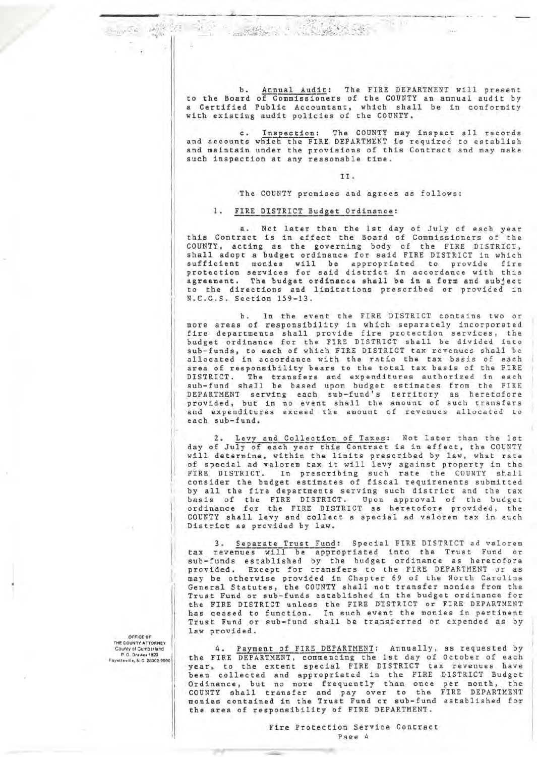b. <u>Annual Audit</u>: The FIRE DEPARTMENT will present to the Board of Commissioners of the COUNTY an annual audit by a Certified Public Accountant, which shall be in conformity with existing audit policies of the COUNTY.

c. <u>Inspection</u>: The COUNTY may inspect all records and accounts which the FIRE DEPARTMENT is required to establish and maintain under the provisions of this Contract and may make such inspection at any reasonable time.

II.

The COUNTY promises and agrees as follows:

1. <u>FIRE DISTRICT Budget Ordinance</u>:

a. Not later than the 1st day of July of each year this Contract is in effect the Board of Commissioners of the COUNTY, acting as the governing body of the FIRE DISTRICT, shall adopt a budget ordinance for said FIRE DISTRICT in which sufficient monies will be appropriated to provide fire protection services for said district in accordance with this agreement. The budget ordinance shall be in a form and subject to the directions and limitations prescribed or provided in N.C.G.S. Section 159-13.

b. In the event the FIRE DISTRICT contains two or more areas of responsibility in which separately incorporated fire departments shall provide fire protection services, the budget ordinance for the FIRE DISTRICT shall be divided into sub-funds, to each of which FIRE DISTRICT tax revenues shall be allocated in accordance with the ratio the tax basis of each area of responsibility bears to the total tax basis of the FIRE DISTRICT. The transfers and expenditures authorized in each sub-fund shall be based upon budget estimates from the FIRE DEPARTMENT serving each sub-fund's territory as heretofore provided, but in no event shall the amount of such transfers and expenditures exceed the amount of revenues allocated to each sub-fund.

2. <u>Levy and Collection of Taxes</u>: Not later than the 1st day of July of each year this Contract is in effect, the COUNTY will determine, within the limits prescribed by law, what rate of special ad valorem tax it will levy against property in the FIRE DISTRICT. In prescribing such rate the COUNTY shall consider the budget estimates of fiscal requirements submitted by all the fire departments serving such district and the tax basis of the FIRE DISTRICT. Upon approval of the budget ordinance for the FIRE DISTRICT as heretofore provided, the COUNTY shall levy and collect a special ad valorem tax in such District as provided by law.

3. <u>Separate Trust Fund</u>: Special FIRE DISTRICT ad valorem tax revenues will be appropriated into the Trust Fund or sub-funds established by the budget ordinance as heretofore provided. Except for transfers to the FIRE DEPARTMENT or as may be otherwise provided in Chapter 69 of the North Carolina General Statutes, the COUNTY shall not transfer monies from the Trust Fund or sub-funds established in the budget ordinance for the FIRE DISTRICT unless the FIRE DISTRICT or FIRE DEPARTMENT has ceased to function. In such event the monies in pertinent Trust Fund or sub-fund shall be transferred or expended as by law provided.

4. <u>Payment of FIRE DEPARTMENT</u>: Annually, as requested by the FIRE DEPARTMENT, commencing the 1st day of October of each year, to the extent special FIRE DISTRICT tax revenues have been collected and appropriated in the FIRE DISTRICT Budget Ordinance, but no more frequently than once per month, the COUNTY shall transfer and pay over to the FIRE DEPARTMENT monies contained in the Trust Fund or sub-fund established for the area of responsibility of FIRE DEPARTMENT.

OFFICE OF THE COUNTY ATTORNEY
County of Cumberland
P. O. Drawer 1829
Fayetteville, N.C. 28302-9990

Fire Protection Service Contract
Page 4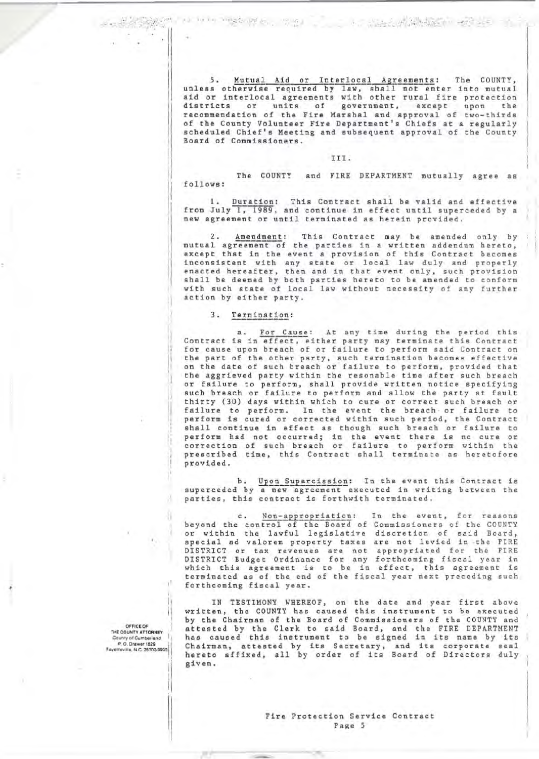5. <u>Mutual Aid or Interlocal Agreements</u>: The COUNTY, unless otherwise required by law, shall not enter into mutual aid or interlocal agreements with other rural fire protection districts or units of government, except upon the recommendation of the Fire Marshal and approval of two-thirds of the County Volunteer Fire Department's Chiefs at a regularly scheduled Chief's Meeting and subsequent approval of the County Board of Commissioners.

III.

The COUNTY and FIRE DEPARTMENT mutually agree as follows:

1. <u>Duration</u>: This Contract shall be valid and effective from July 1, 1989, and continue in effect until superceded by a new agreement or until terminated as herein provided.

2. <u>Amendment</u>: This Contract may be amended only by mutual agreement of the parties in a written addendum hereto, except that in the event a provision of this Contract becomes inconsistent with any state or local law duly and properly enacted hereafter, then and in that event only, such provision shall be deemed by both parties hereto to be amended to conform with such state of local law without necessity of any further action by either party.

3. <u>Termination</u>:

a. <u>For Cause</u>: At any time during the period this Contract is in effect, either party may terminate this Contract for cause upon breach of or failure to perform said Contract on the part of the other party, such termination becomes effective on the date of such breach or failure to perform, provided that the aggrieved party within the resonable time after such breach or failure to perform, shall provide written notice specifying such breach or failure to perform and allow the party at fault thirty (30) days within which to cure or correct such breach or failure to perform. In the event the breach or failure to perform is cured or corrected within such period, the Contract shall continue in effect as though such breach or failure to perform had not occurred; in the event there is no cure or correction of such breach or failure to perform within the prescribed time, this Contract shall terminate as heretofore provided.

b. <u>Upon Supercission</u>: In the event this Contract is superceded by a new agreement executed in writing between the parties, this contract is forthwith terminated.

c. <u>Non-appropriation</u>: In the event, for reasons beyond the control of the Board of Commissioners of the COUNTY or within the lawful legislative discretion of said Board, special ad valorem property taxes are not levied in the FIRE DISTRICT or tax revenues are not appropriated for the FIRE DISTRICT Budget Ordinance for any forthcoming fiscal year in which this agreement is to be in effect, this agreement is terminated as of the end of the fiscal year next preceding such forthcoming fiscal year.

IN TESTIMONY WHEREOF, on the date and year first above written, the COUNTY has caused this instrument to be executed by the Chairman of the Board of Commissioners of the COUNTY and attested by the Clerk to said Board, and the FIRE DEPARTMENT has caused this instrument to be signed in its name by its Chairman, attested by its Secretary, and its corporate seal hereto affixed, all by order of its Board of Directors duly given.

OFFICE OF THE COUNTY ATTORNEY
County of Cumberland
P. O. Drawer 1829
Fayetteville, N.C. 28302-9990

Fire Protection Service Contract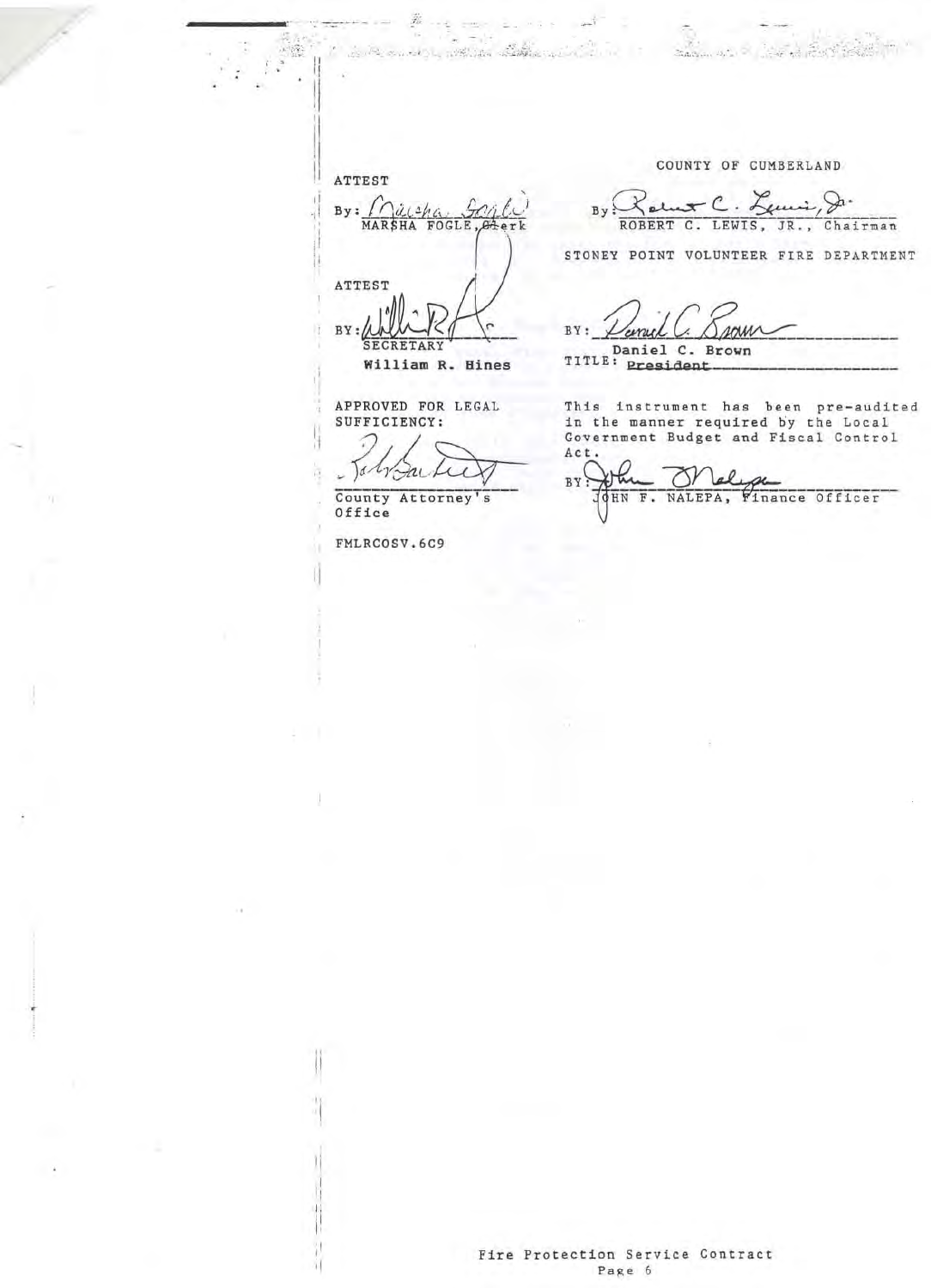ATTEST

By: MARSHA FOGLE, Clerk

COUNTY OF CUMBERLAND

By: ROBERT C. LEWIS, JR., Chairman

STONEY POINT VOLUNTEER FIRE DEPARTMENT

ATTEST

BY: SECRETARY
William R. Hines

BY:
TITLE: Daniel C. Brown
President

APPROVED FOR LEGAL SUFFICIENCY:

County Attorney's Office

This instrument has been pre-audited in the manner required by the Local Government Budget and Fiscal Control Act.

BY: JOHN F. NALEPA, Finance Officer

FMLRCOSV.6C9

Fire Protection Service Contract
Page 6